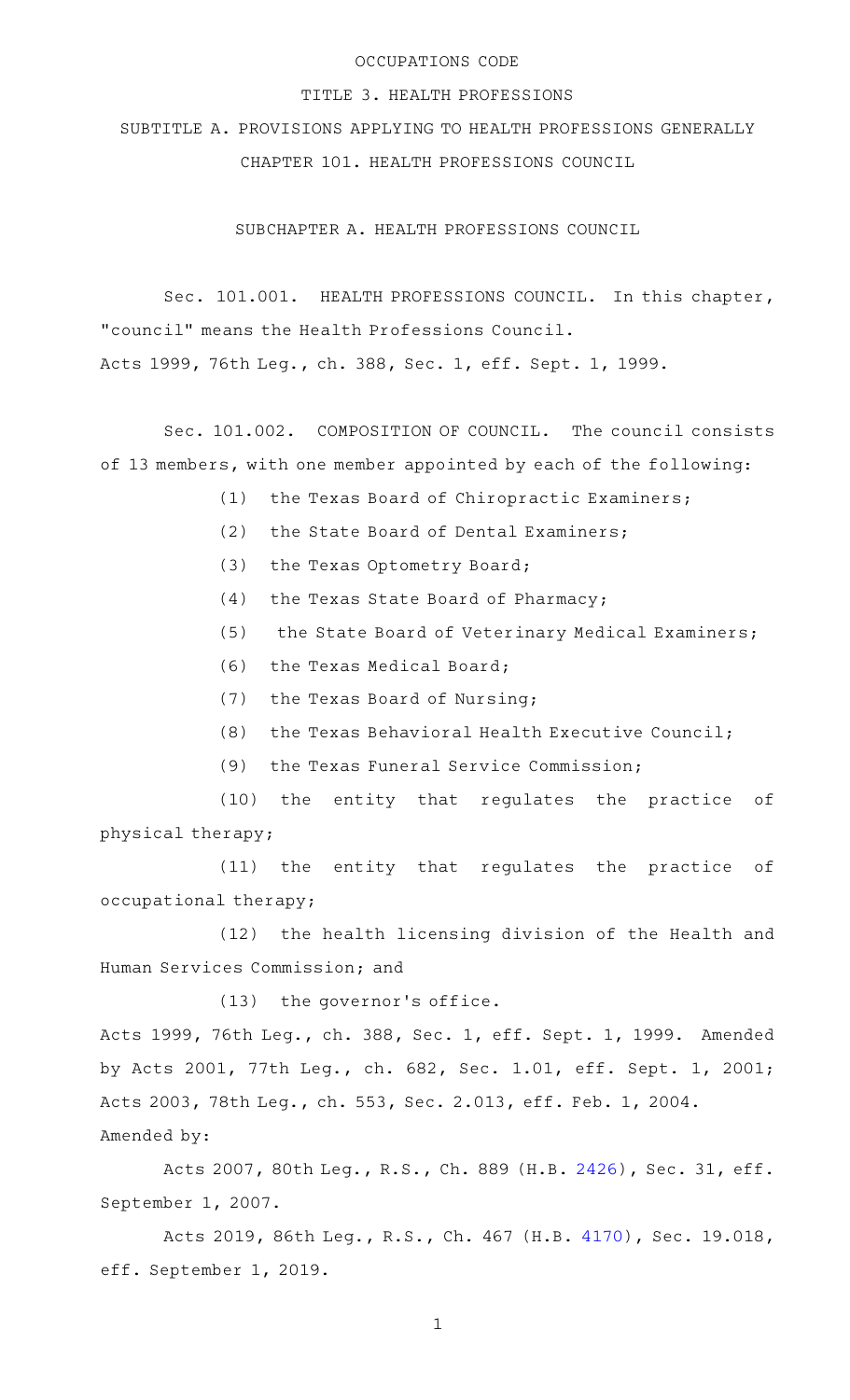OCCUPATIONS CODE

TITLE 3. HEALTH PROFESSIONS

SUBTITLE A. PROVISIONS APPLYING TO HEALTH PROFESSIONS GENERALLY

CHAPTER 101. HEALTH PROFESSIONS COUNCIL

SUBCHAPTER A. HEALTH PROFESSIONS COUNCIL

Sec. 101.001. HEALTH PROFESSIONS COUNCIL. In this chapter, "council" means the Health Professions Council.

Acts 1999, 76th Leg., ch. 388, Sec. 1, eff. Sept. 1, 1999.

Sec. 101.002. COMPOSITION OF COUNCIL. The council consists of 13 members, with one member appointed by each of the following:

(1) the Texas Board of Chiropractic Examiners;

(2) the State Board of Dental Examiners;

(3) the Texas Optometry Board;

(4) the Texas State Board of Pharmacy;

(5) the State Board of Veterinary Medical Examiners;

(6) the Texas Medical Board;

(7) the Texas Board of Nursing;

(8) the Texas Behavioral Health Executive Council;

(9) the Texas Funeral Service Commission;

(10) the entity that regulates the practice of physical therapy;

(11) the entity that regulates the practice of occupational therapy;

(12) the health licensing division of the Health and Human Services Commission; and

(13) the governor's office.

Acts 1999, 76th Leg., ch. 388, Sec. 1, eff. Sept. 1, 1999. Amended by Acts 2001, 77th Leg., ch. 682, Sec. 1.01, eff. Sept. 1, 2001; Acts 2003, 78th Leg., ch. 553, Sec. 2.013, eff. Feb. 1, 2004.

Amended by:

Acts 2007, 80th Leg., R.S., Ch. 889 (H.B. 2426), Sec. 31, eff. September 1, 2007.

Acts 2019, 86th Leg., R.S., Ch. 467 (H.B. 4170), Sec. 19.018, eff. September 1, 2019.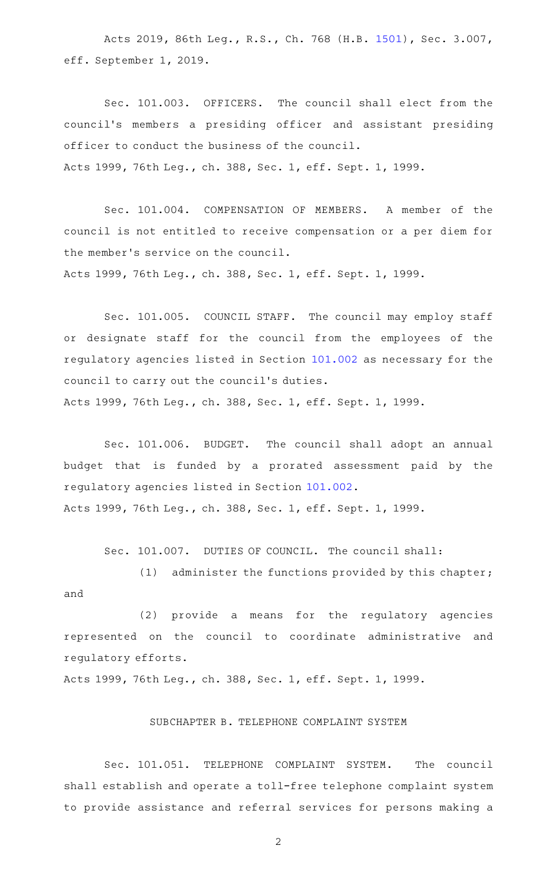Acts 2019, 86th Leg., R.S., Ch. 768 (H.B. 1501), Sec. 3.007, eff. September 1, 2019.

Sec. 101.003. OFFICERS. The council shall elect from the council's members a presiding officer and assistant presiding officer to conduct the business of the council.
Acts 1999, 76th Leg., ch. 388, Sec. 1, eff. Sept. 1, 1999.

Sec. 101.004. COMPENSATION OF MEMBERS. A member of the council is not entitled to receive compensation or a per diem for the member's service on the council.
Acts 1999, 76th Leg., ch. 388, Sec. 1, eff. Sept. 1, 1999.

Sec. 101.005. COUNCIL STAFF. The council may employ staff or designate staff for the council from the employees of the regulatory agencies listed in Section 101.002 as necessary for the council to carry out the council's duties.
Acts 1999, 76th Leg., ch. 388, Sec. 1, eff. Sept. 1, 1999.

Sec. 101.006. BUDGET. The council shall adopt an annual budget that is funded by a prorated assessment paid by the regulatory agencies listed in Section 101.002.
Acts 1999, 76th Leg., ch. 388, Sec. 1, eff. Sept. 1, 1999.

Sec. 101.007. DUTIES OF COUNCIL. The council shall:

(1) administer the functions provided by this chapter; and

(2) provide a means for the regulatory agencies represented on the council to coordinate administrative and regulatory efforts.

Acts 1999, 76th Leg., ch. 388, Sec. 1, eff. Sept. 1, 1999.

## SUBCHAPTER B. TELEPHONE COMPLAINT SYSTEM

Sec. 101.051. TELEPHONE COMPLAINT SYSTEM. The council shall establish and operate a toll-free telephone complaint system to provide assistance and referral services for persons making a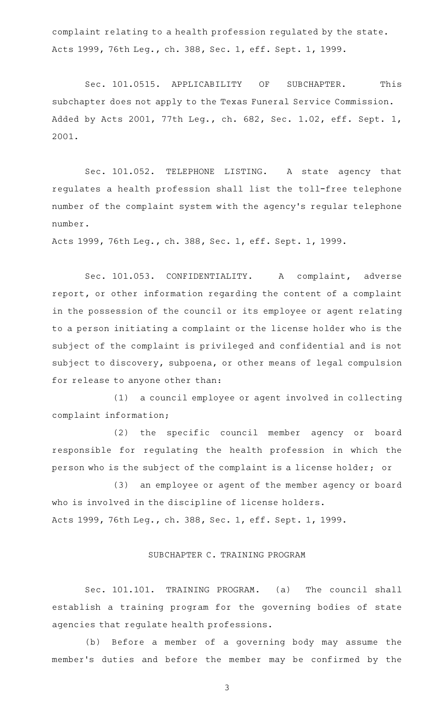complaint relating to a health profession regulated by the state.
Acts 1999, 76th Leg., ch. 388, Sec. 1, eff. Sept. 1, 1999.

Sec. 101.0515. APPLICABILITY OF SUBCHAPTER. This subchapter does not apply to the Texas Funeral Service Commission.
Added by Acts 2001, 77th Leg., ch. 682, Sec. 1.02, eff. Sept. 1, 2001.

Sec. 101.052. TELEPHONE LISTING. A state agency that regulates a health profession shall list the toll-free telephone number of the complaint system with the agency's regular telephone number.
Acts 1999, 76th Leg., ch. 388, Sec. 1, eff. Sept. 1, 1999.

Sec. 101.053. CONFIDENTIALITY. A complaint, adverse report, or other information regarding the content of a complaint in the possession of the council or its employee or agent relating to a person initiating a complaint or the license holder who is the subject of the complaint is privileged and confidential and is not subject to discovery, subpoena, or other means of legal compulsion for release to anyone other than:

(1) a council employee or agent involved in collecting complaint information;

(2) the specific council member agency or board responsible for regulating the health profession in which the person who is the subject of the complaint is a license holder; or

(3) an employee or agent of the member agency or board who is involved in the discipline of license holders.
Acts 1999, 76th Leg., ch. 388, Sec. 1, eff. Sept. 1, 1999.

## SUBCHAPTER C. TRAINING PROGRAM

Sec. 101.101. TRAINING PROGRAM. (a) The council shall establish a training program for the governing bodies of state agencies that regulate health professions.

(b) Before a member of a governing body may assume the member's duties and before the member may be confirmed by the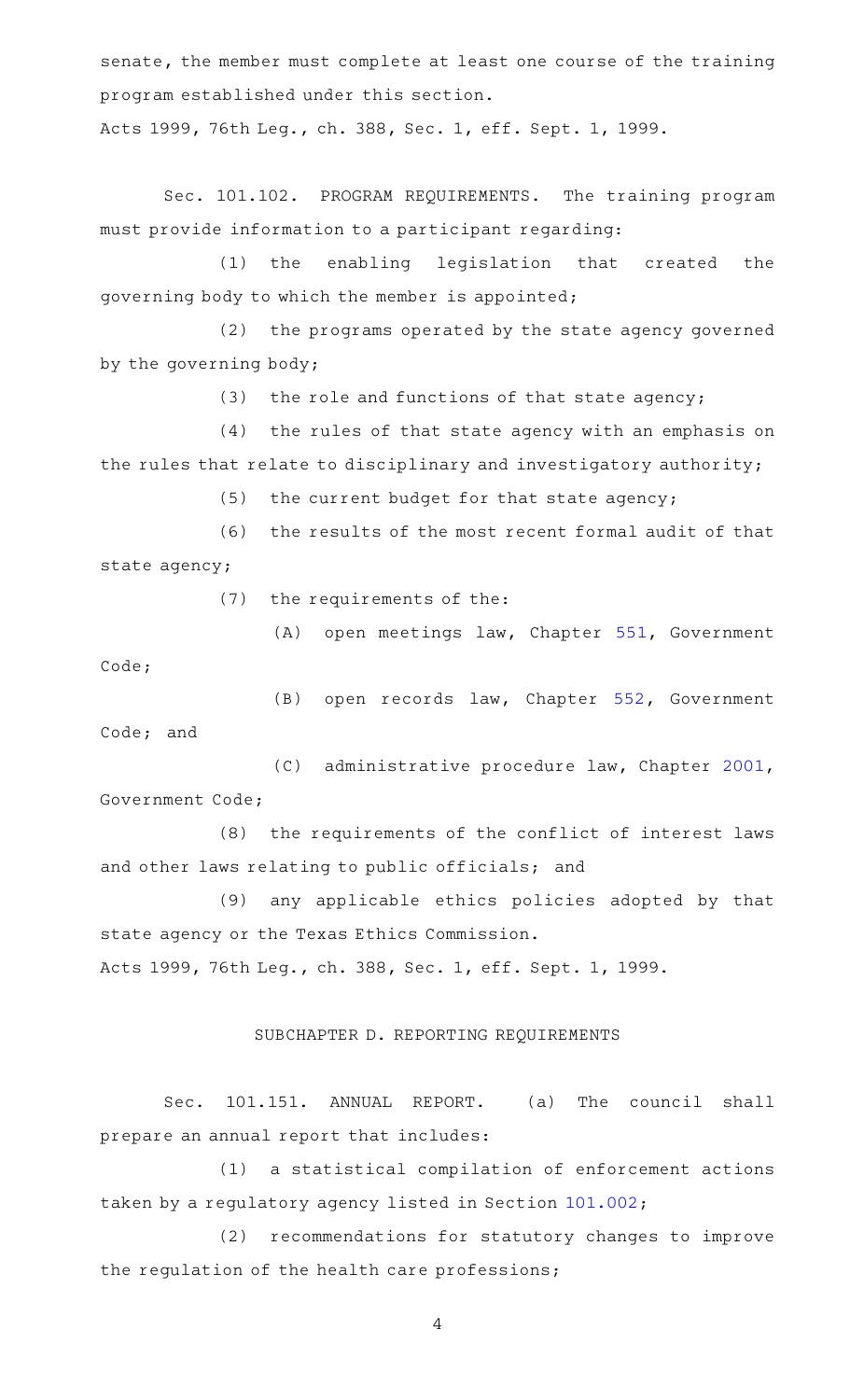senate, the member must complete at least one course of the training program established under this section.

Acts 1999, 76th Leg., ch. 388, Sec. 1, eff. Sept. 1, 1999.

Sec. 101.102. PROGRAM REQUIREMENTS. The training program must provide information to a participant regarding:

(1) the enabling legislation that created the governing body to which the member is appointed;

(2) the programs operated by the state agency governed by the governing body;

(3) the role and functions of that state agency;

(4) the rules of that state agency with an emphasis on the rules that relate to disciplinary and investigatory authority;

(5) the current budget for that state agency;

(6) the results of the most recent formal audit of that state agency;

(7) the requirements of the:

(A) open meetings law, Chapter 551, Government Code;

(B) open records law, Chapter 552, Government Code; and

(C) administrative procedure law, Chapter 2001, Government Code;

(8) the requirements of the conflict of interest laws and other laws relating to public officials; and

(9) any applicable ethics policies adopted by that state agency or the Texas Ethics Commission.

Acts 1999, 76th Leg., ch. 388, Sec. 1, eff. Sept. 1, 1999.

## SUBCHAPTER D. REPORTING REQUIREMENTS

Sec. 101.151. ANNUAL REPORT. (a) The council shall prepare an annual report that includes:

(1) a statistical compilation of enforcement actions taken by a regulatory agency listed in Section 101.002;

(2) recommendations for statutory changes to improve the regulation of the health care professions;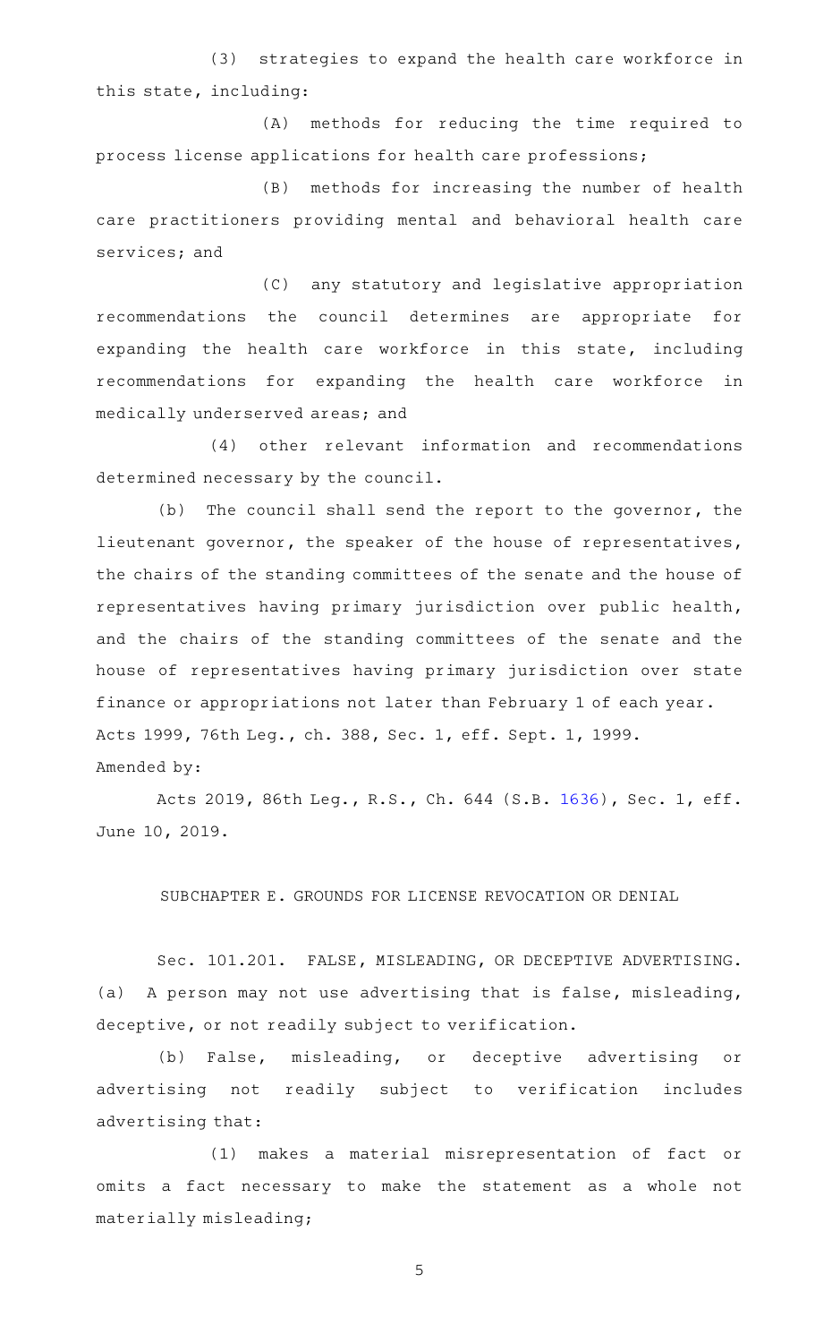(3) strategies to expand the health care workforce in this state, including:

(A) methods for reducing the time required to process license applications for health care professions;

(B) methods for increasing the number of health care practitioners providing mental and behavioral health care services; and

(C) any statutory and legislative appropriation recommendations the council determines are appropriate for expanding the health care workforce in this state, including recommendations for expanding the health care workforce in medically underserved areas; and

(4) other relevant information and recommendations determined necessary by the council.

(b) The council shall send the report to the governor, the lieutenant governor, the speaker of the house of representatives, the chairs of the standing committees of the senate and the house of representatives having primary jurisdiction over public health, and the chairs of the standing committees of the senate and the house of representatives having primary jurisdiction over state finance or appropriations not later than February 1 of each year.

Acts 1999, 76th Leg., ch. 388, Sec. 1, eff. Sept. 1, 1999.

Amended by:

Acts 2019, 86th Leg., R.S., Ch. 644 (S.B. 1636), Sec. 1, eff. June 10, 2019.

## SUBCHAPTER E. GROUNDS FOR LICENSE REVOCATION OR DENIAL

Sec. 101.201. FALSE, MISLEADING, OR DECEPTIVE ADVERTISING. (a) A person may not use advertising that is false, misleading, deceptive, or not readily subject to verification.

(b) False, misleading, or deceptive advertising or advertising not readily subject to verification includes advertising that:

(1) makes a material misrepresentation of fact or omits a fact necessary to make the statement as a whole not materially misleading;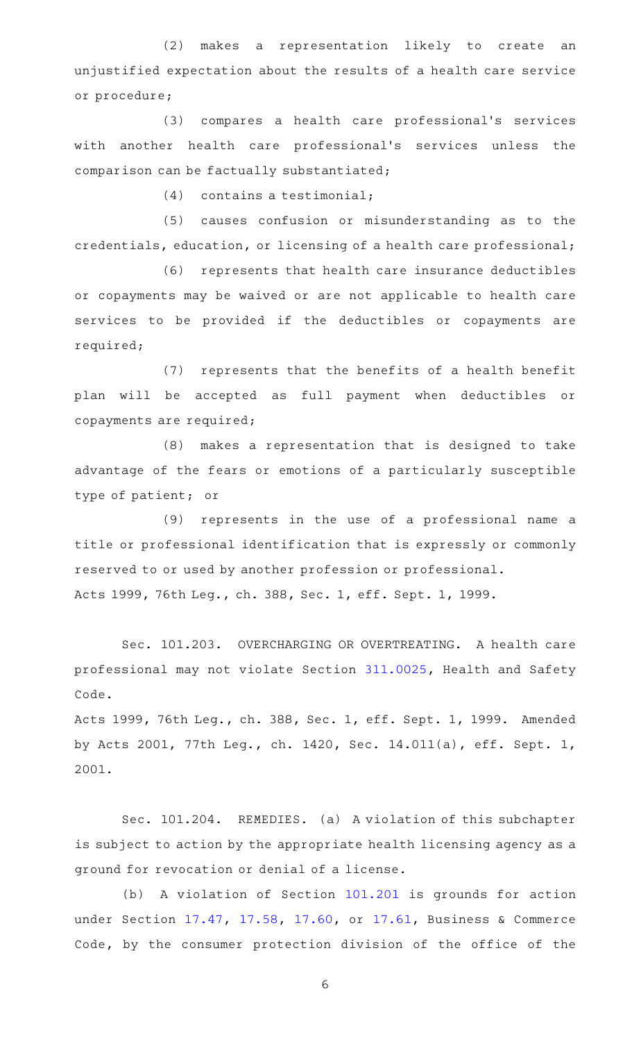(2) makes a representation likely to create an unjustified expectation about the results of a health care service or procedure;

(3) compares a health care professional's services with another health care professional's services unless the comparison can be factually substantiated;

(4) contains a testimonial;

(5) causes confusion or misunderstanding as to the credentials, education, or licensing of a health care professional;

(6) represents that health care insurance deductibles or copayments may be waived or are not applicable to health care services to be provided if the deductibles or copayments are required;

(7) represents that the benefits of a health benefit plan will be accepted as full payment when deductibles or copayments are required;

(8) makes a representation that is designed to take advantage of the fears or emotions of a particularly susceptible type of patient; or

(9) represents in the use of a professional name a title or professional identification that is expressly or commonly reserved to or used by another profession or professional.

Acts 1999, 76th Leg., ch. 388, Sec. 1, eff. Sept. 1, 1999.

Sec. 101.203. OVERCHARGING OR OVERTREATING. A health care professional may not violate Section 311.0025, Health and Safety Code.

Acts 1999, 76th Leg., ch. 388, Sec. 1, eff. Sept. 1, 1999. Amended by Acts 2001, 77th Leg., ch. 1420, Sec. 14.011(a), eff. Sept. 1, 2001.

Sec. 101.204. REMEDIES. (a) A violation of this subchapter is subject to action by the appropriate health licensing agency as a ground for revocation or denial of a license.

(b) A violation of Section 101.201 is grounds for action under Section 17.47, 17.58, 17.60, or 17.61, Business & Commerce Code, by the consumer protection division of the office of the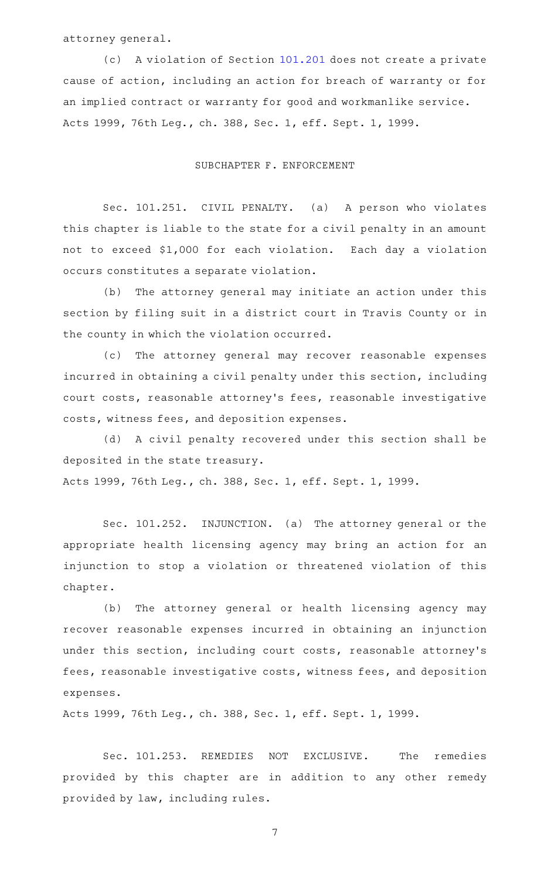attorney general.

(c) A violation of Section 101.201 does not create a private cause of action, including an action for breach of warranty or for an implied contract or warranty for good and workmanlike service.

Acts 1999, 76th Leg., ch. 388, Sec. 1, eff. Sept. 1, 1999.

## SUBCHAPTER F. ENFORCEMENT

Sec. 101.251. CIVIL PENALTY. (a) A person who violates this chapter is liable to the state for a civil penalty in an amount not to exceed $1,000 for each violation. Each day a violation occurs constitutes a separate violation.

(b) The attorney general may initiate an action under this section by filing suit in a district court in Travis County or in the county in which the violation occurred.

(c) The attorney general may recover reasonable expenses incurred in obtaining a civil penalty under this section, including court costs, reasonable attorney's fees, reasonable investigative costs, witness fees, and deposition expenses.

(d) A civil penalty recovered under this section shall be deposited in the state treasury.

Acts 1999, 76th Leg., ch. 388, Sec. 1, eff. Sept. 1, 1999.

Sec. 101.252. INJUNCTION. (a) The attorney general or the appropriate health licensing agency may bring an action for an injunction to stop a violation or threatened violation of this chapter.

(b) The attorney general or health licensing agency may recover reasonable expenses incurred in obtaining an injunction under this section, including court costs, reasonable attorney's fees, reasonable investigative costs, witness fees, and deposition expenses.

Acts 1999, 76th Leg., ch. 388, Sec. 1, eff. Sept. 1, 1999.

Sec. 101.253. REMEDIES NOT EXCLUSIVE. The remedies provided by this chapter are in addition to any other remedy provided by law, including rules.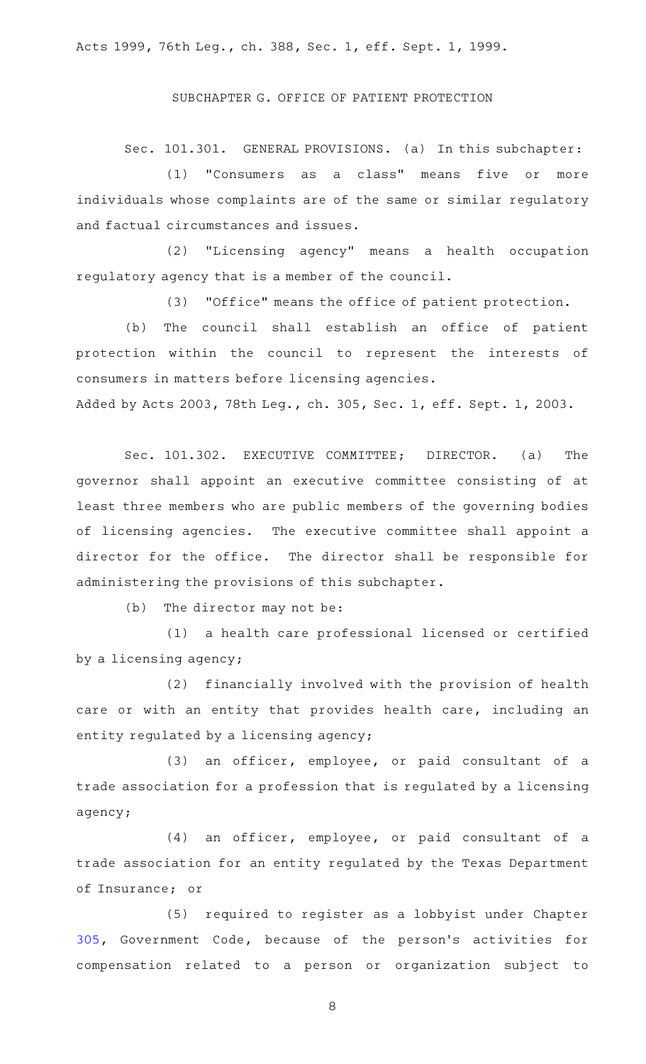Acts 1999, 76th Leg., ch. 388, Sec. 1, eff. Sept. 1, 1999.

SUBCHAPTER G. OFFICE OF PATIENT PROTECTION

Sec. 101.301. GENERAL PROVISIONS. (a) In this subchapter:

(1) "Consumers as a class" means five or more individuals whose complaints are of the same or similar regulatory and factual circumstances and issues.

(2) "Licensing agency" means a health occupation regulatory agency that is a member of the council.

(3) "Office" means the office of patient protection.

(b) The council shall establish an office of patient protection within the council to represent the interests of consumers in matters before licensing agencies.

Added by Acts 2003, 78th Leg., ch. 305, Sec. 1, eff. Sept. 1, 2003.

Sec. 101.302. EXECUTIVE COMMITTEE; DIRECTOR. (a) The governor shall appoint an executive committee consisting of at least three members who are public members of the governing bodies of licensing agencies. The executive committee shall appoint a director for the office. The director shall be responsible for administering the provisions of this subchapter.

(b) The director may not be:

(1) a health care professional licensed or certified by a licensing agency;

(2) financially involved with the provision of health care or with an entity that provides health care, including an entity regulated by a licensing agency;

(3) an officer, employee, or paid consultant of a trade association for a profession that is regulated by a licensing agency;

(4) an officer, employee, or paid consultant of a trade association for an entity regulated by the Texas Department of Insurance; or

(5) required to register as a lobbyist under Chapter 305, Government Code, because of the person's activities for compensation related to a person or organization subject to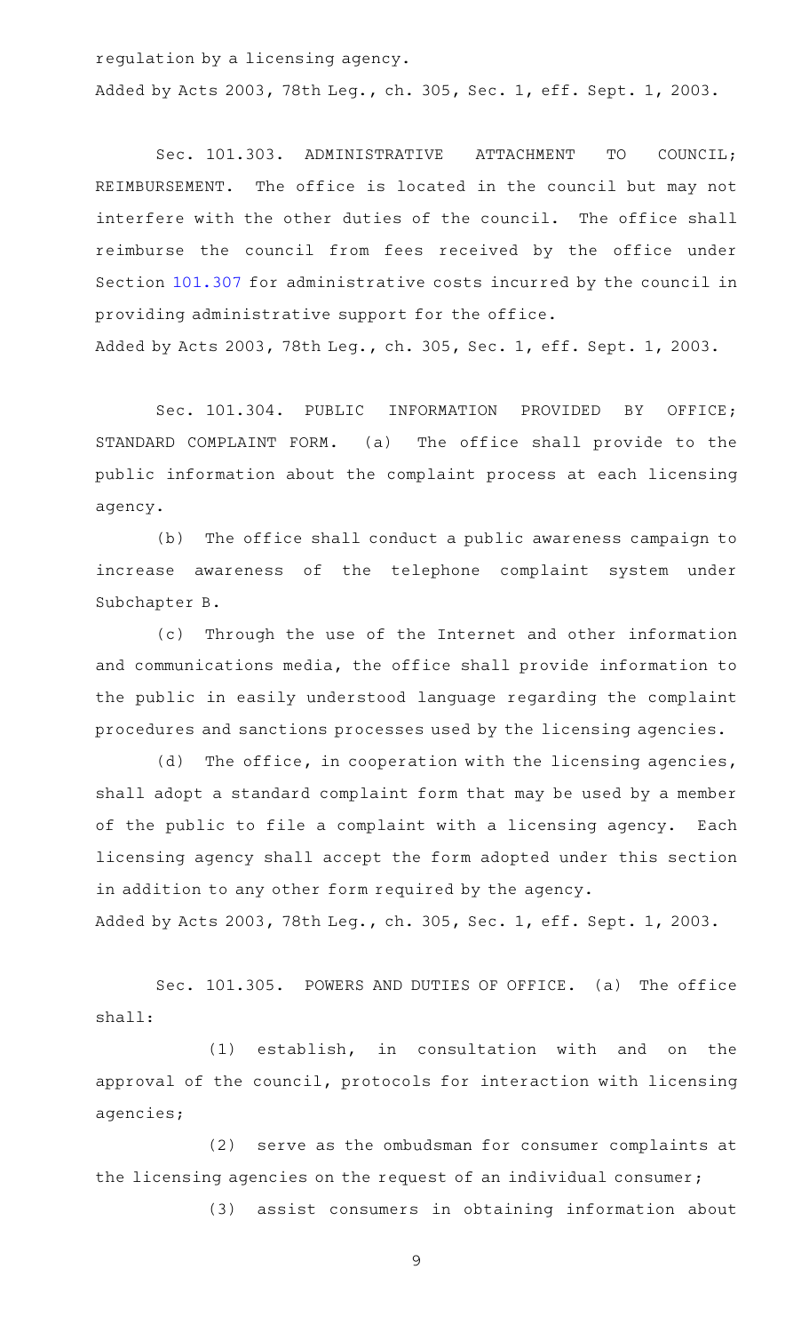regulation by a licensing agency.

Added by Acts 2003, 78th Leg., ch. 305, Sec. 1, eff. Sept. 1, 2003.

Sec. 101.303. ADMINISTRATIVE ATTACHMENT TO COUNCIL; REIMBURSEMENT. The office is located in the council but may not interfere with the other duties of the council. The office shall reimburse the council from fees received by the office under Section 101.307 for administrative costs incurred by the council in providing administrative support for the office.

Added by Acts 2003, 78th Leg., ch. 305, Sec. 1, eff. Sept. 1, 2003.

Sec. 101.304. PUBLIC INFORMATION PROVIDED BY OFFICE; STANDARD COMPLAINT FORM. (a) The office shall provide to the public information about the complaint process at each licensing agency.

(b) The office shall conduct a public awareness campaign to increase awareness of the telephone complaint system under Subchapter B.

(c) Through the use of the Internet and other information and communications media, the office shall provide information to the public in easily understood language regarding the complaint procedures and sanctions processes used by the licensing agencies.

(d) The office, in cooperation with the licensing agencies, shall adopt a standard complaint form that may be used by a member of the public to file a complaint with a licensing agency. Each licensing agency shall accept the form adopted under this section in addition to any other form required by the agency.

Added by Acts 2003, 78th Leg., ch. 305, Sec. 1, eff. Sept. 1, 2003.

Sec. 101.305. POWERS AND DUTIES OF OFFICE. (a) The office shall:

(1) establish, in consultation with and on the approval of the council, protocols for interaction with licensing agencies;

(2) serve as the ombudsman for consumer complaints at the licensing agencies on the request of an individual consumer;

(3) assist consumers in obtaining information about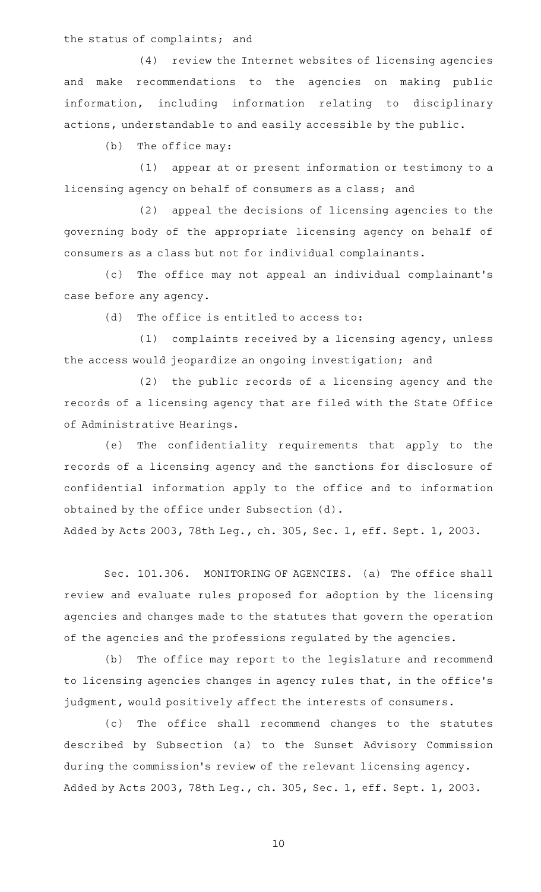the status of complaints; and

(4) review the Internet websites of licensing agencies and make recommendations to the agencies on making public information, including information relating to disciplinary actions, understandable to and easily accessible by the public.

(b) The office may:

(1) appear at or present information or testimony to a licensing agency on behalf of consumers as a class; and

(2) appeal the decisions of licensing agencies to the governing body of the appropriate licensing agency on behalf of consumers as a class but not for individual complainants.

(c) The office may not appeal an individual complainant's case before any agency.

(d) The office is entitled to access to:

(1) complaints received by a licensing agency, unless the access would jeopardize an ongoing investigation; and

(2) the public records of a licensing agency and the records of a licensing agency that are filed with the State Office of Administrative Hearings.

(e) The confidentiality requirements that apply to the records of a licensing agency and the sanctions for disclosure of confidential information apply to the office and to information obtained by the office under Subsection (d).

Added by Acts 2003, 78th Leg., ch. 305, Sec. 1, eff. Sept. 1, 2003.

Sec. 101.306. MONITORING OF AGENCIES. (a) The office shall review and evaluate rules proposed for adoption by the licensing agencies and changes made to the statutes that govern the operation of the agencies and the professions regulated by the agencies.

(b) The office may report to the legislature and recommend to licensing agencies changes in agency rules that, in the office's judgment, would positively affect the interests of consumers.

(c) The office shall recommend changes to the statutes described by Subsection (a) to the Sunset Advisory Commission during the commission's review of the relevant licensing agency.

Added by Acts 2003, 78th Leg., ch. 305, Sec. 1, eff. Sept. 1, 2003.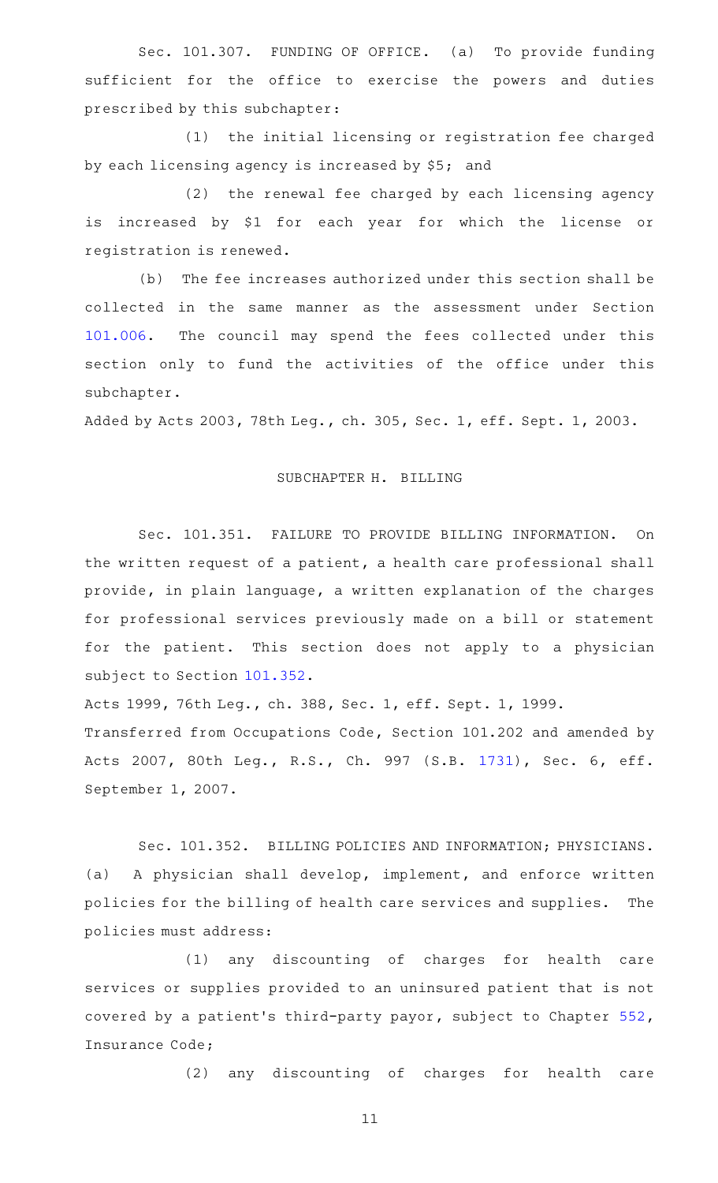Sec. 101.307. FUNDING OF OFFICE. (a) To provide funding sufficient for the office to exercise the powers and duties prescribed by this subchapter:

(1) the initial licensing or registration fee charged by each licensing agency is increased by $5; and

(2) the renewal fee charged by each licensing agency is increased by $1 for each year for which the license or registration is renewed.

(b) The fee increases authorized under this section shall be collected in the same manner as the assessment under Section 101.006. The council may spend the fees collected under this section only to fund the activities of the office under this subchapter.

Added by Acts 2003, 78th Leg., ch. 305, Sec. 1, eff. Sept. 1, 2003.

## SUBCHAPTER H. BILLING

Sec. 101.351. FAILURE TO PROVIDE BILLING INFORMATION. On the written request of a patient, a health care professional shall provide, in plain language, a written explanation of the charges for professional services previously made on a bill or statement for the patient. This section does not apply to a physician subject to Section 101.352.

Acts 1999, 76th Leg., ch. 388, Sec. 1, eff. Sept. 1, 1999.
Transferred from Occupations Code, Section 101.202 and amended by Acts 2007, 80th Leg., R.S., Ch. 997 (S.B. 1731), Sec. 6, eff. September 1, 2007.

Sec. 101.352. BILLING POLICIES AND INFORMATION; PHYSICIANS. (a) A physician shall develop, implement, and enforce written policies for the billing of health care services and supplies. The policies must address:

(1) any discounting of charges for health care services or supplies provided to an uninsured patient that is not covered by a patient's third-party payor, subject to Chapter 552, Insurance Code;

(2) any discounting of charges for health care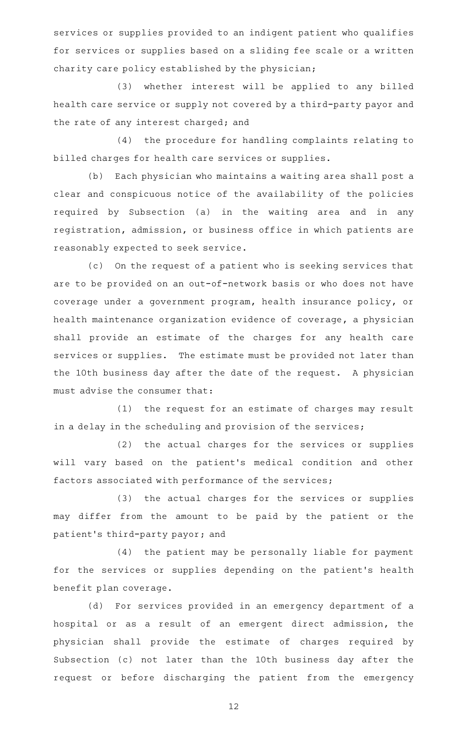services or supplies provided to an indigent patient who qualifies for services or supplies based on a sliding fee scale or a written charity care policy established by the physician;

(3) whether interest will be applied to any billed health care service or supply not covered by a third-party payor and the rate of any interest charged; and

(4) the procedure for handling complaints relating to billed charges for health care services or supplies.

(b) Each physician who maintains a waiting area shall post a clear and conspicuous notice of the availability of the policies required by Subsection (a) in the waiting area and in any registration, admission, or business office in which patients are reasonably expected to seek service.

(c) On the request of a patient who is seeking services that are to be provided on an out-of-network basis or who does not have coverage under a government program, health insurance policy, or health maintenance organization evidence of coverage, a physician shall provide an estimate of the charges for any health care services or supplies. The estimate must be provided not later than the 10th business day after the date of the request. A physician must advise the consumer that:

(1) the request for an estimate of charges may result in a delay in the scheduling and provision of the services;

(2) the actual charges for the services or supplies will vary based on the patient's medical condition and other factors associated with performance of the services;

(3) the actual charges for the services or supplies may differ from the amount to be paid by the patient or the patient's third-party payor; and

(4) the patient may be personally liable for payment for the services or supplies depending on the patient's health benefit plan coverage.

(d) For services provided in an emergency department of a hospital or as a result of an emergent direct admission, the physician shall provide the estimate of charges required by Subsection (c) not later than the 10th business day after the request or before discharging the patient from the emergency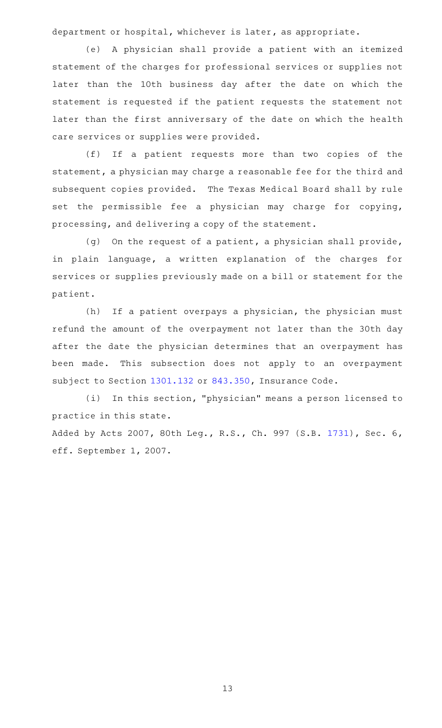department or hospital, whichever is later, as appropriate.

(e) A physician shall provide a patient with an itemized statement of the charges for professional services or supplies not later than the 10th business day after the date on which the statement is requested if the patient requests the statement not later than the first anniversary of the date on which the health care services or supplies were provided.

(f) If a patient requests more than two copies of the statement, a physician may charge a reasonable fee for the third and subsequent copies provided. The Texas Medical Board shall by rule set the permissible fee a physician may charge for copying, processing, and delivering a copy of the statement.

(g) On the request of a patient, a physician shall provide, in plain language, a written explanation of the charges for services or supplies previously made on a bill or statement for the patient.

(h) If a patient overpays a physician, the physician must refund the amount of the overpayment not later than the 30th day after the date the physician determines that an overpayment has been made. This subsection does not apply to an overpayment subject to Section 1301.132 or 843.350, Insurance Code.

(i) In this section, "physician" means a person licensed to practice in this state.

Added by Acts 2007, 80th Leg., R.S., Ch. 997 (S.B. 1731), Sec. 6, eff. September 1, 2007.